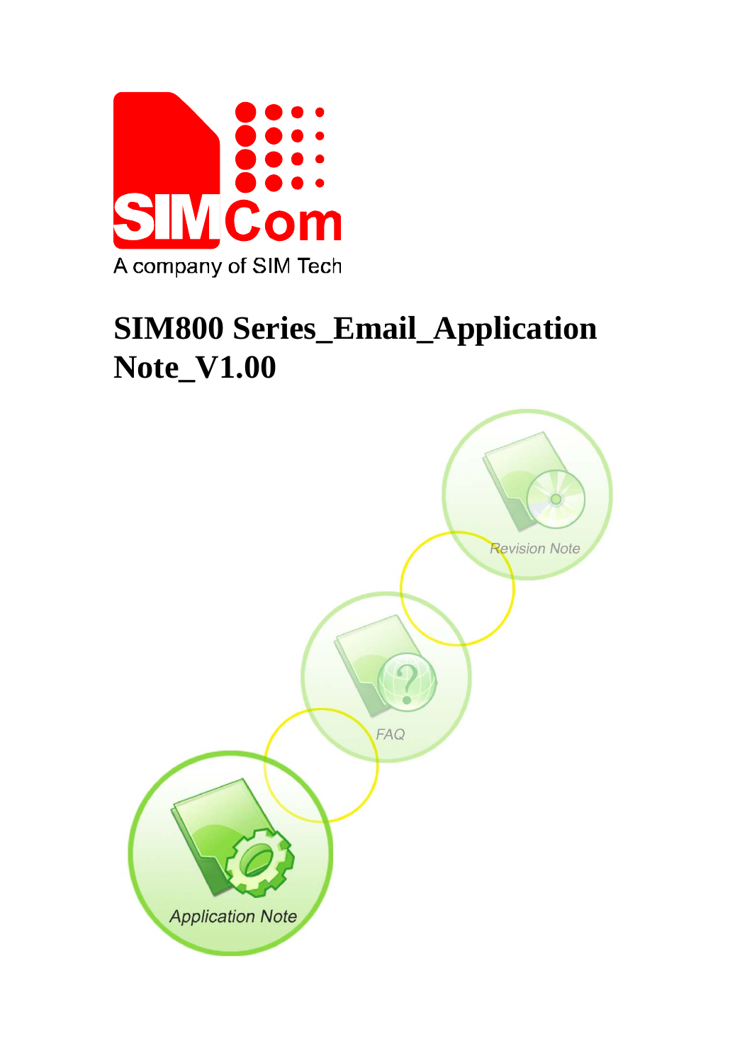SIMCom

A company of SIM Tech

# SIM800 Series_Email_Application Note_V1.00

Revision Note

FAQ

Application Note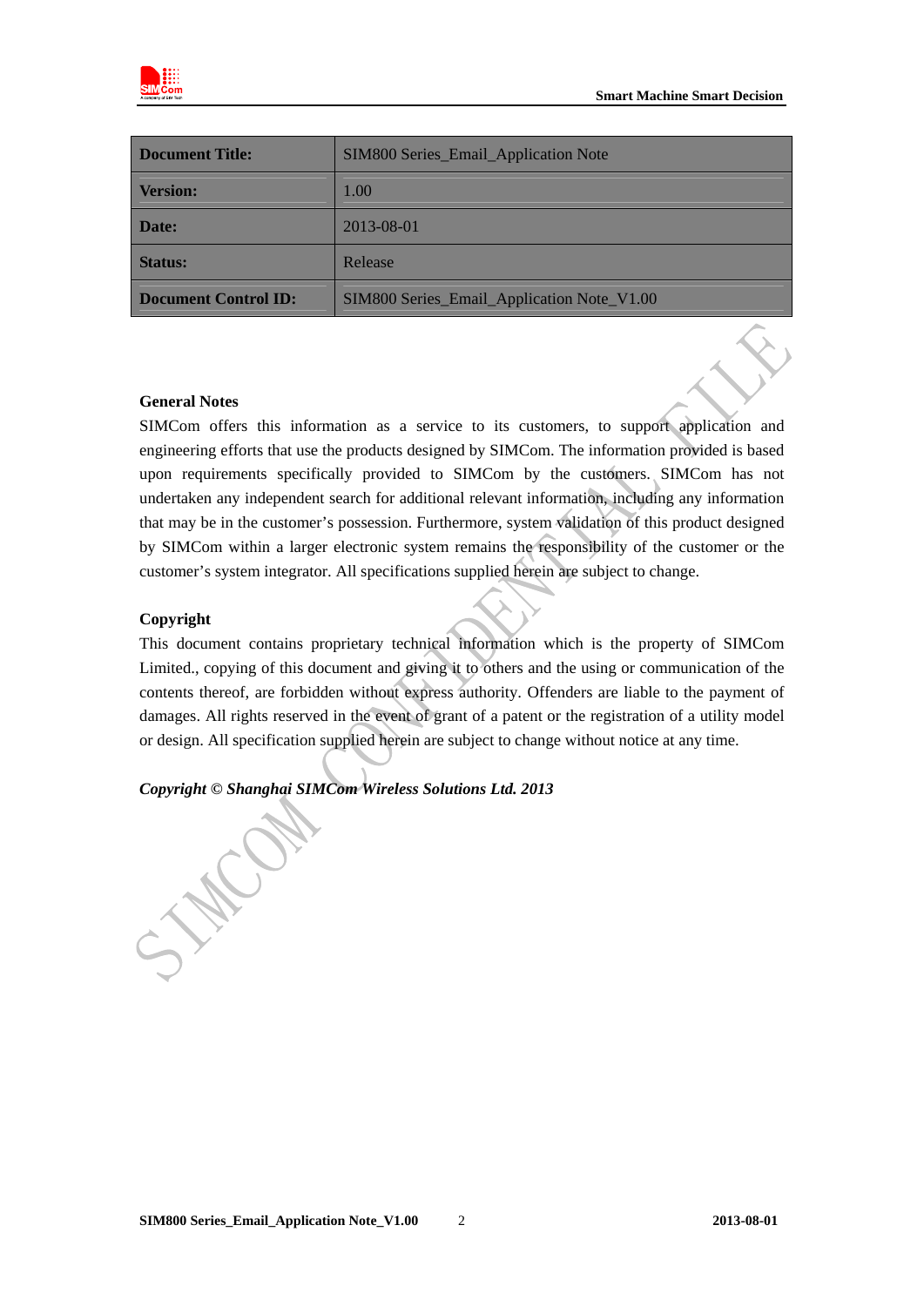| Document Title: | SIM800 Series_Email_Application Note |
|---|---|
| Version: | 1.00 |
| Date: | 2013-08-01 |
| Status: | Release |
| Document Control ID: | SIM800 Series_Email_Application Note_V1.00 |

**General Notes**

SIMCom offers this information as a service to its customers, to support application and engineering efforts that use the products designed by SIMCom. The information provided is based upon requirements specifically provided to SIMCom by the customers. SIMCom has not undertaken any independent search for additional relevant information, including any information that may be in the customer's possession. Furthermore, system validation of this product designed by SIMCom within a larger electronic system remains the responsibility of the customer or the customer's system integrator. All specifications supplied herein are subject to change.

**Copyright**

This document contains proprietary technical information which is the property of SIMCom Limited., copying of this document and giving it to others and the using or communication of the contents thereof, are forbidden without express authority. Offenders are liable to the payment of damages. All rights reserved in the event of grant of a patent or the registration of a utility model or design. All specification supplied herein are subject to change without notice at any time.

***Copyright © Shanghai SIMCom Wireless Solutions Ltd. 2013***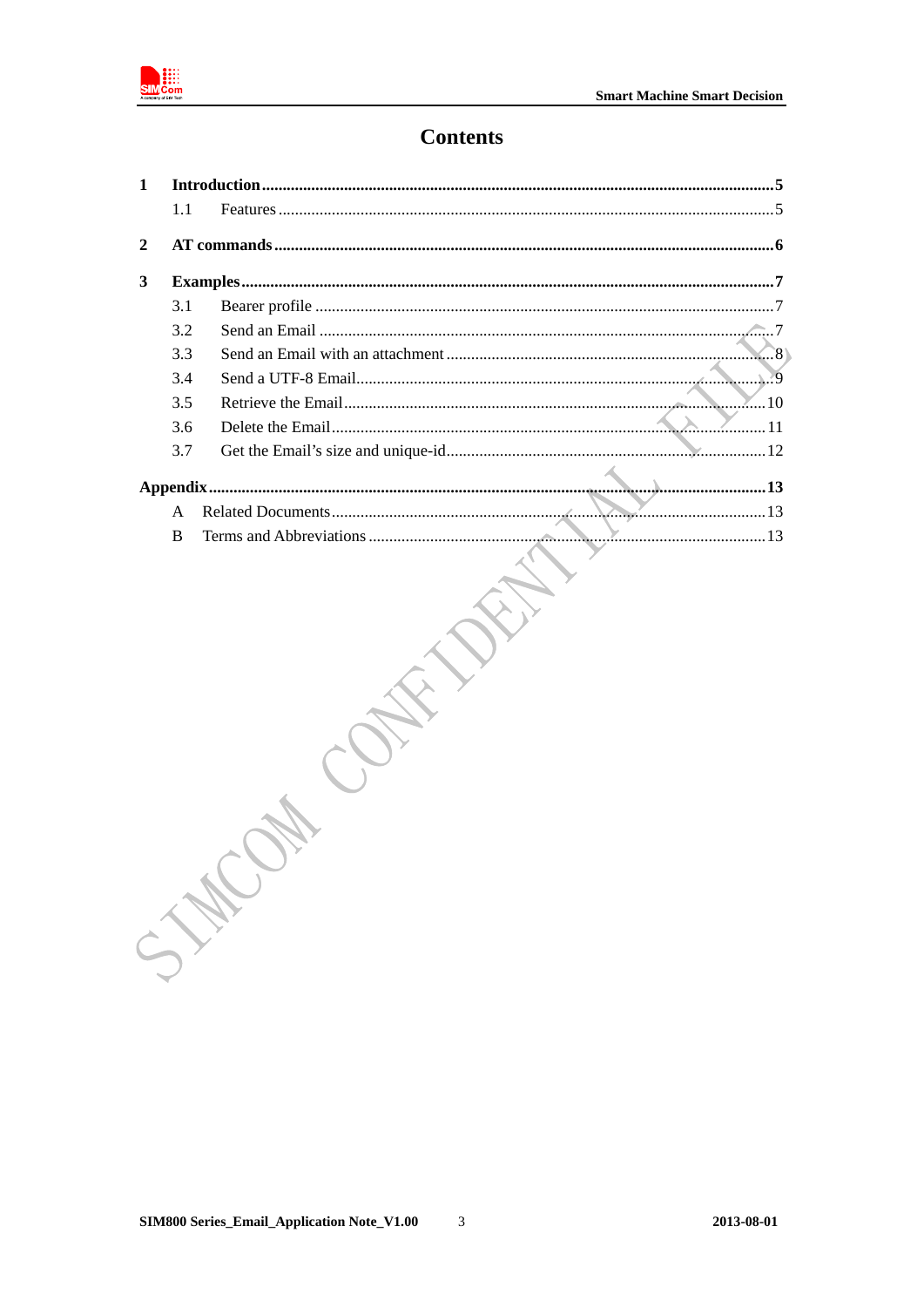# Contents

**1 Introduction ........................................................................................................................ 5**

1.1 Features ........................................................................................................................ 5

**2 AT commands ........................................................................................................................ 6**

**3 Examples ........................................................................................................................ 7**

3.1 Bearer profile ........................................................................................................................ 7

3.2 Send an Email ........................................................................................................................ 7

3.3 Send an Email with an attachment ........................................................................................ 8

3.4 Send a UTF-8 Email ........................................................................................................................ 9

3.5 Retrieve the Email ........................................................................................................................ 10

3.6 Delete the Email ........................................................................................................................ 11

3.7 Get the Email's size and unique-id ........................................................................................ 12

**Appendix ........................................................................................................................ 13**

A Related Documents ........................................................................................................................ 13

B Terms and Abbreviations ........................................................................................................................ 13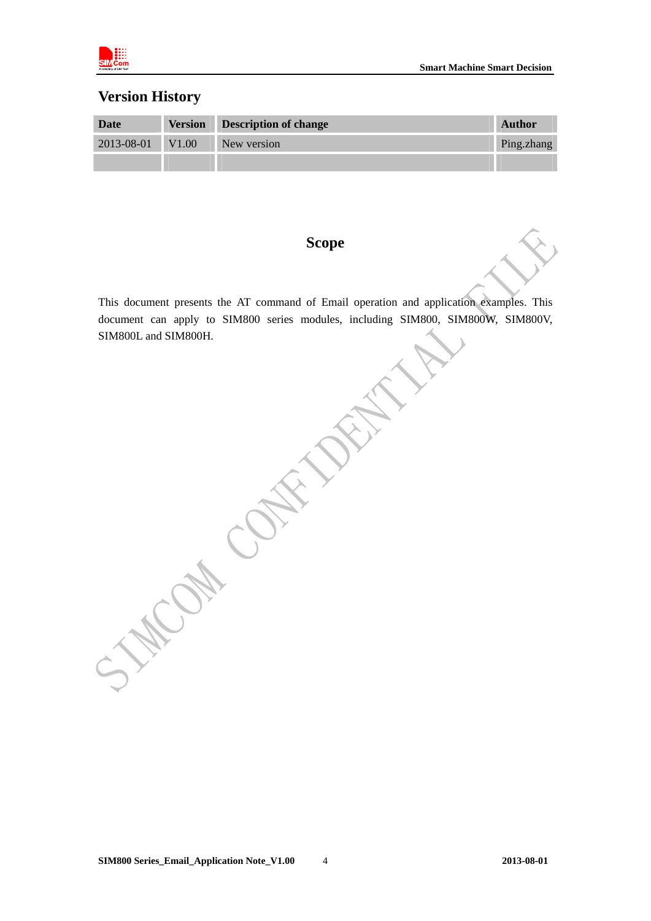## Version History

| Date | Version | Description of change | Author |
|---|---|---|---|
| 2013-08-01 | V1.00 | New version | Ping.zhang |
| | | | |

## Scope

This document presents the AT command of Email operation and application examples. This document can apply to SIM800 series modules, including SIM800, SIM800W, SIM800V, SIM800L and SIM800H.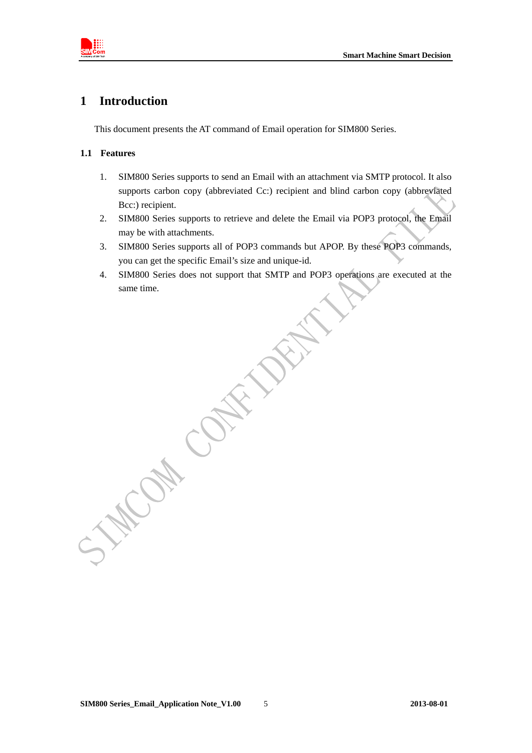# 1 Introduction

This document presents the AT command of Email operation for SIM800 Series.

## 1.1 Features

1. SIM800 Series supports to send an Email with an attachment via SMTP protocol. It also supports carbon copy (abbreviated Cc:) recipient and blind carbon copy (abbreviated Bcc:) recipient.
2. SIM800 Series supports to retrieve and delete the Email via POP3 protocol, the Email may be with attachments.
3. SIM800 Series supports all of POP3 commands but APOP. By these POP3 commands, you can get the specific Email's size and unique-id.
4. SIM800 Series does not support that SMTP and POP3 operations are executed at the same time.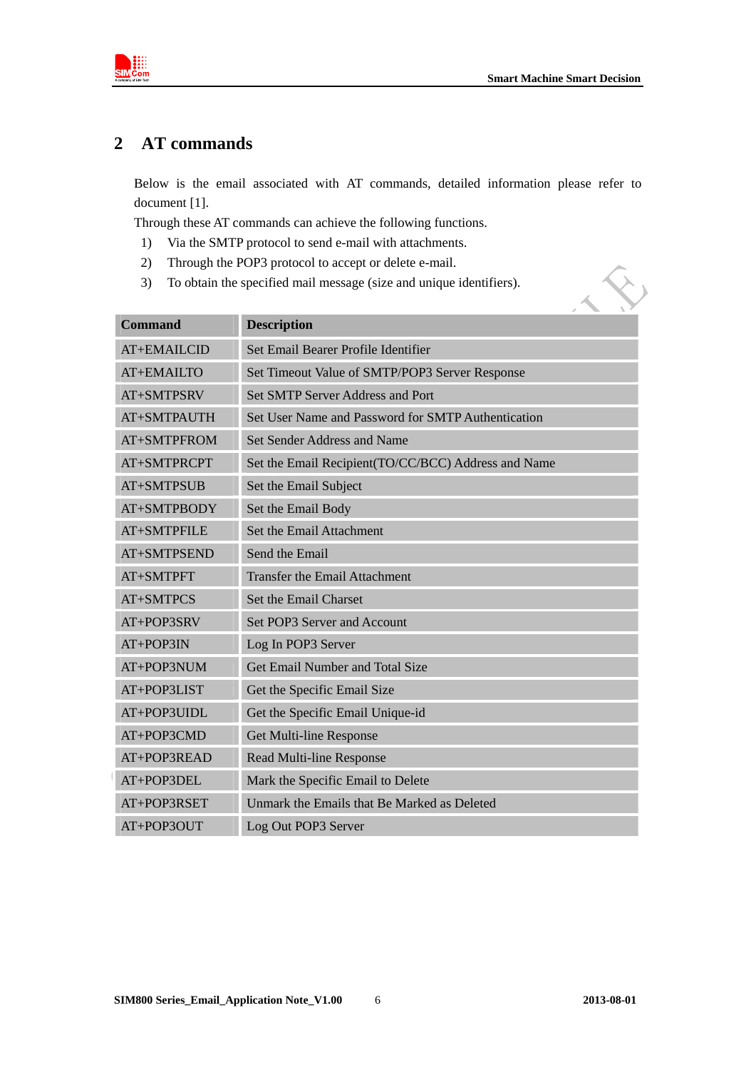## 2 AT commands

Below is the email associated with AT commands, detailed information please refer to document [1].

Through these AT commands can achieve the following functions.

1) Via the SMTP protocol to send e-mail with attachments.
2) Through the POP3 protocol to accept or delete e-mail.
3) To obtain the specified mail message (size and unique identifiers).

| Command | Description |
|---|---|
| AT+EMAILCID | Set Email Bearer Profile Identifier |
| AT+EMAILTO | Set Timeout Value of SMTP/POP3 Server Response |
| AT+SMTPSRV | Set SMTP Server Address and Port |
| AT+SMTPAUTH | Set User Name and Password for SMTP Authentication |
| AT+SMTPFROM | Set Sender Address and Name |
| AT+SMTPRCPT | Set the Email Recipient(TO/CC/BCC) Address and Name |
| AT+SMTPSUB | Set the Email Subject |
| AT+SMTPBODY | Set the Email Body |
| AT+SMTPFILE | Set the Email Attachment |
| AT+SMTPSEND | Send the Email |
| AT+SMTPFT | Transfer the Email Attachment |
| AT+SMTPCS | Set the Email Charset |
| AT+POP3SRV | Set POP3 Server and Account |
| AT+POP3IN | Log In POP3 Server |
| AT+POP3NUM | Get Email Number and Total Size |
| AT+POP3LIST | Get the Specific Email Size |
| AT+POP3UIDL | Get the Specific Email Unique-id |
| AT+POP3CMD | Get Multi-line Response |
| AT+POP3READ | Read Multi-line Response |
| AT+POP3DEL | Mark the Specific Email to Delete |
| AT+POP3RSET | Unmark the Emails that Be Marked as Deleted |
| AT+POP3OUT | Log Out POP3 Server |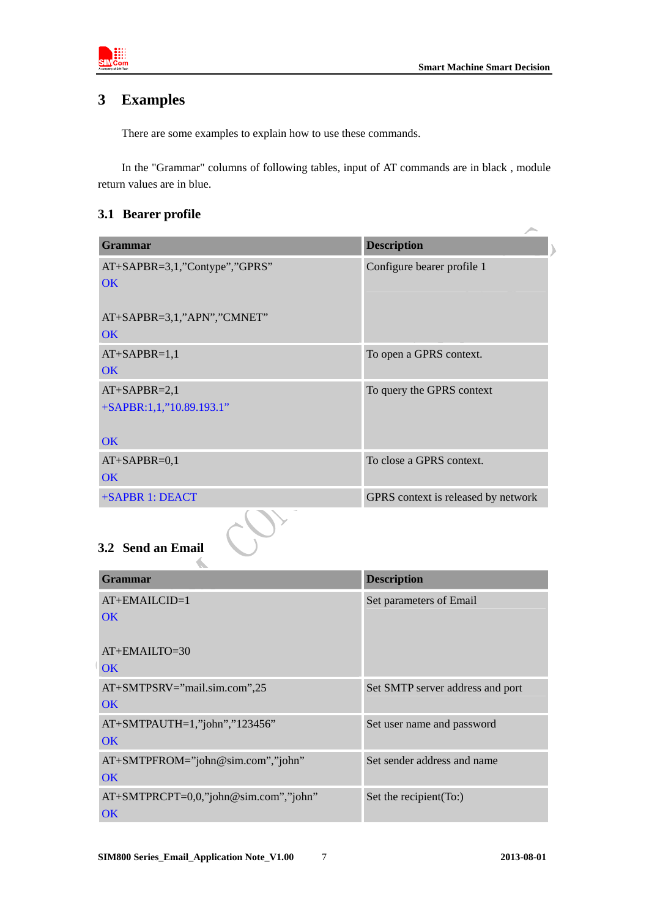# 3 Examples

There are some examples to explain how to use these commands.

In the "Grammar" columns of following tables, input of AT commands are in black , module return values are in blue.

## 3.1 Bearer profile

| Grammar | Description |
|---|---|
| AT+SAPBR=3,1,"Contype","GPRS"<br>OK<br><br>AT+SAPBR=3,1,"APN","CMNET"<br>OK | Configure bearer profile 1 |
| AT+SAPBR=1,1<br>OK | To open a GPRS context. |
| AT+SAPBR=2,1<br>+SAPBR:1,1,"10.89.193.1"<br><br>OK | To query the GPRS context |
| AT+SAPBR=0,1<br>OK | To close a GPRS context. |
| +SAPBR 1: DEACT | GPRS context is released by network |

## 3.2 Send an Email

| Grammar | Description |
|---|---|
| AT+EMAILCID=1<br>OK<br><br>AT+EMAILTO=30<br>OK | Set parameters of Email |
| AT+SMTPSRV="mail.sim.com",25<br>OK | Set SMTP server address and port |
| AT+SMTPAUTH=1,"john","123456"<br>OK | Set user name and password |
| AT+SMTPFROM="john@sim.com","john"<br>OK | Set sender address and name |
| AT+SMTPRCPT=0,0,"john@sim.com","john"<br>OK | Set the recipient(To:) |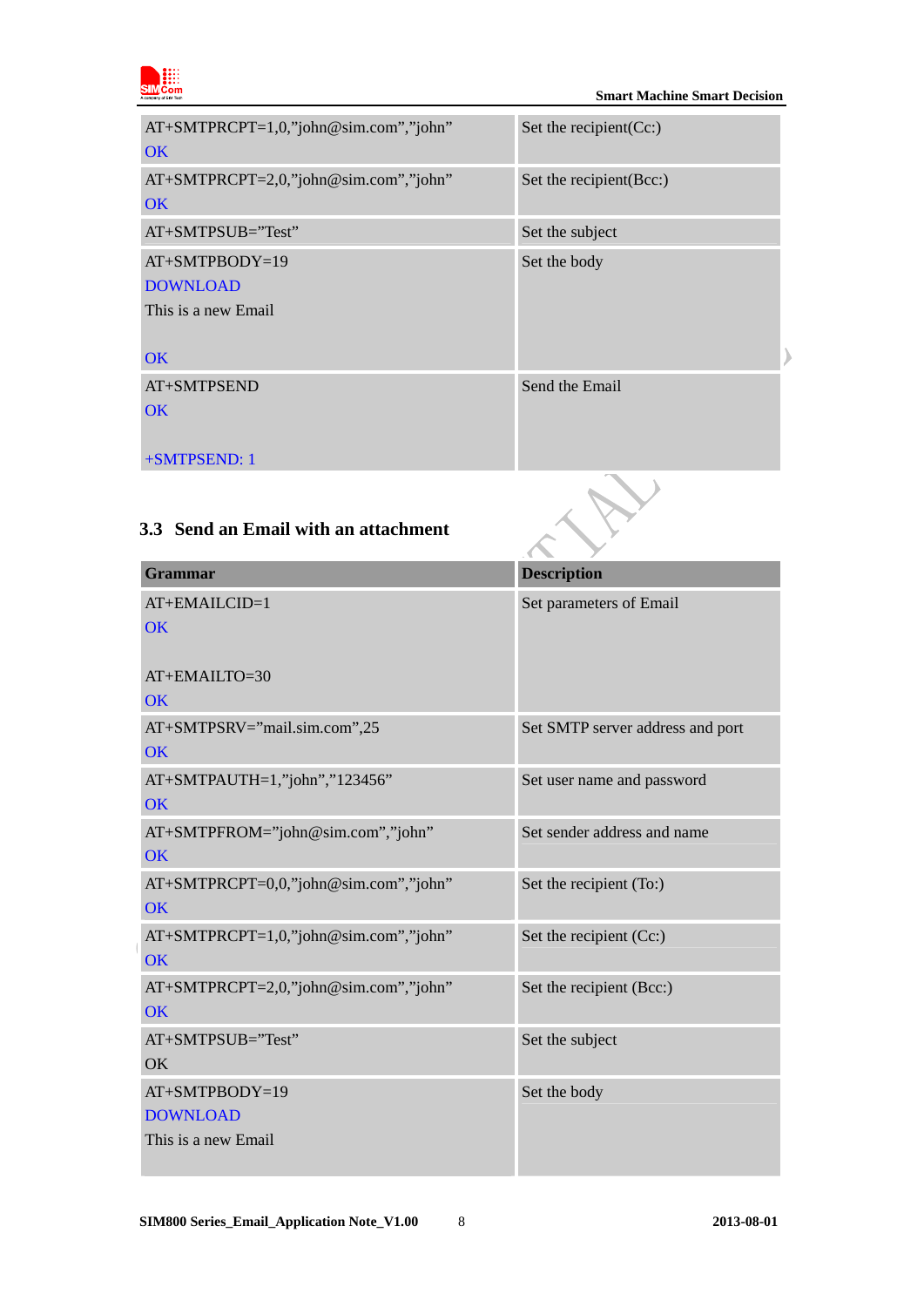| | |
|---|---|
| AT+SMTPRCPT=1,0,"john@sim.com","john"<br>OK | Set the recipient(Cc:) |
| AT+SMTPRCPT=2,0,"john@sim.com","john"<br>OK | Set the recipient(Bcc:) |
| AT+SMTPSUB="Test" | Set the subject |
| AT+SMTPBODY=19<br>DOWNLOAD<br>This is a new Email<br><br>OK | Set the body |
| AT+SMTPSEND<br>OK<br><br>+SMTPSEND: 1 | Send the Email |

### 3.3 Send an Email with an attachment

| Grammar | Description |
|---|---|
| AT+EMAILCID=1<br>OK<br><br>AT+EMAILTO=30<br>OK | Set parameters of Email |
| AT+SMTPSRV="mail.sim.com",25<br>OK | Set SMTP server address and port |
| AT+SMTPAUTH=1,"john","123456"<br>OK | Set user name and password |
| AT+SMTPFROM="john@sim.com","john"<br>OK | Set sender address and name |
| AT+SMTPRCPT=0,0,"john@sim.com","john"<br>OK | Set the recipient (To:) |
| AT+SMTPRCPT=1,0,"john@sim.com","john"<br>OK | Set the recipient (Cc:) |
| AT+SMTPRCPT=2,0,"john@sim.com","john"<br>OK | Set the recipient (Bcc:) |
| AT+SMTPSUB="Test"<br>OK | Set the subject |
| AT+SMTPBODY=19<br>DOWNLOAD<br>This is a new Email | Set the body |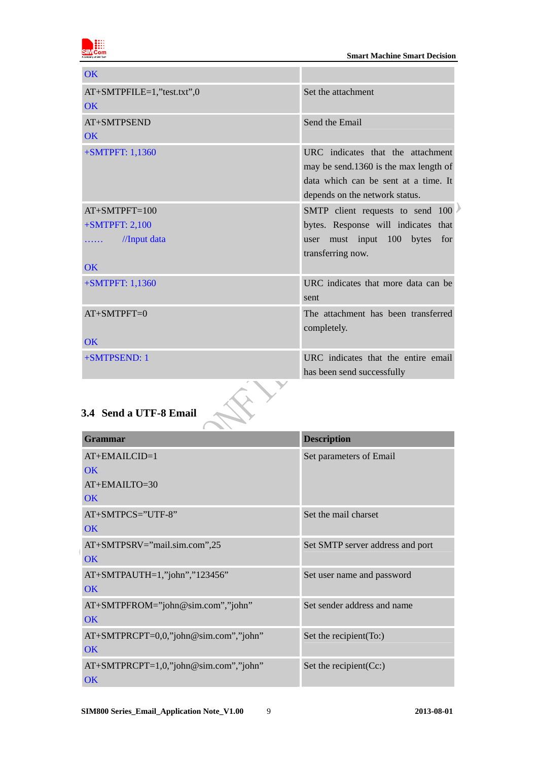| | |
|---|---|
| OK | |
| AT+SMTPFILE=1,"test.txt",0<br>OK | Set the attachment |
| AT+SMTPSEND<br>OK | Send the Email |
| +SMTPFT: 1,1360 | URC indicates that the attachment may be send.1360 is the max length of data which can be sent at a time. It depends on the network status. |
| AT+SMTPFT=100<br>+SMTPFT: 2,100<br>…… //Input data<br><br>OK | SMTP client requests to send 100 bytes. Response will indicates that user must input 100 bytes for transferring now. |
| +SMTPFT: 1,1360 | URC indicates that more data can be sent |
| AT+SMTPFT=0<br><br>OK | The attachment has been transferred completely. |
| +SMTPSEND: 1 | URC indicates that the entire email has been send successfully |

## 3.4 Send a UTF-8 Email

| Grammar | Description |
|---|---|
| AT+EMAILCID=1<br>OK<br>AT+EMAILTO=30<br>OK | Set parameters of Email |
| AT+SMTPCS="UTF-8"<br>OK | Set the mail charset |
| AT+SMTPSRV="mail.sim.com",25<br>OK | Set SMTP server address and port |
| AT+SMTPAUTH=1,"john","123456"<br>OK | Set user name and password |
| AT+SMTPFROM="john@sim.com","john"<br>OK | Set sender address and name |
| AT+SMTPRCPT=0,0,"john@sim.com","john"<br>OK | Set the recipient(To:) |
| AT+SMTPRCPT=1,0,"john@sim.com","john"<br>OK | Set the recipient(Cc:) |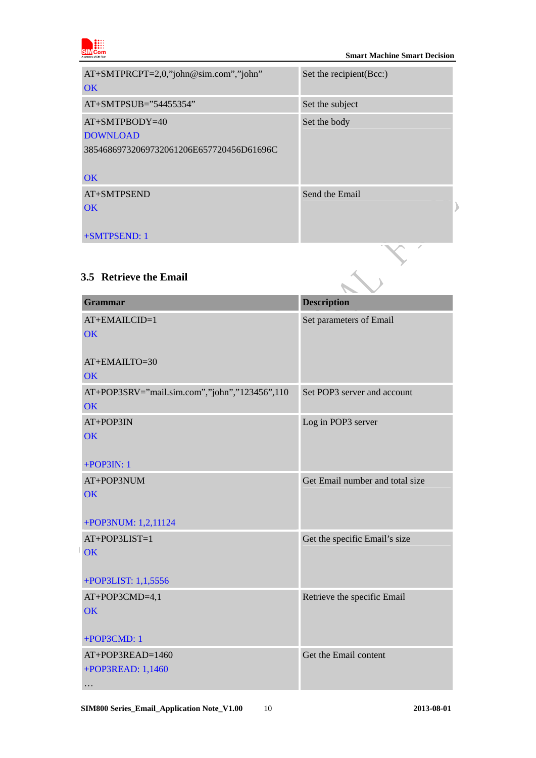| | |
|---|---|
| AT+SMTPRCPT=2,0,"john@sim.com","john"<br>OK | Set the recipient(Bcc:) |
| AT+SMTPSUB="54455354" | Set the subject |
| AT+SMTPBODY=40<br>DOWNLOAD<br>385468697320697320612O6E657720456D61696C<br><br>OK | Set the body |
| AT+SMTPSEND<br>OK<br><br>+SMTPSEND: 1 | Send the Email |

## 3.5 Retrieve the Email

| Grammar | Description |
|---|---|
| AT+EMAILCID=1<br>OK<br><br>AT+EMAILTO=30<br>OK | Set parameters of Email |
| AT+POP3SRV="mail.sim.com","john","123456",110<br>OK | Set POP3 server and account |
| AT+POP3IN<br>OK<br><br>+POP3IN: 1 | Log in POP3 server |
| AT+POP3NUM<br>OK<br><br>+POP3NUM: 1,2,11124 | Get Email number and total size |
| AT+POP3LIST=1<br>OK<br><br>+POP3LIST: 1,1,5556 | Get the specific Email's size |
| AT+POP3CMD=4,1<br>OK<br><br>+POP3CMD: 1 | Retrieve the specific Email |
| AT+POP3READ=1460<br>+POP3READ: 1,1460<br>… | Get the Email content |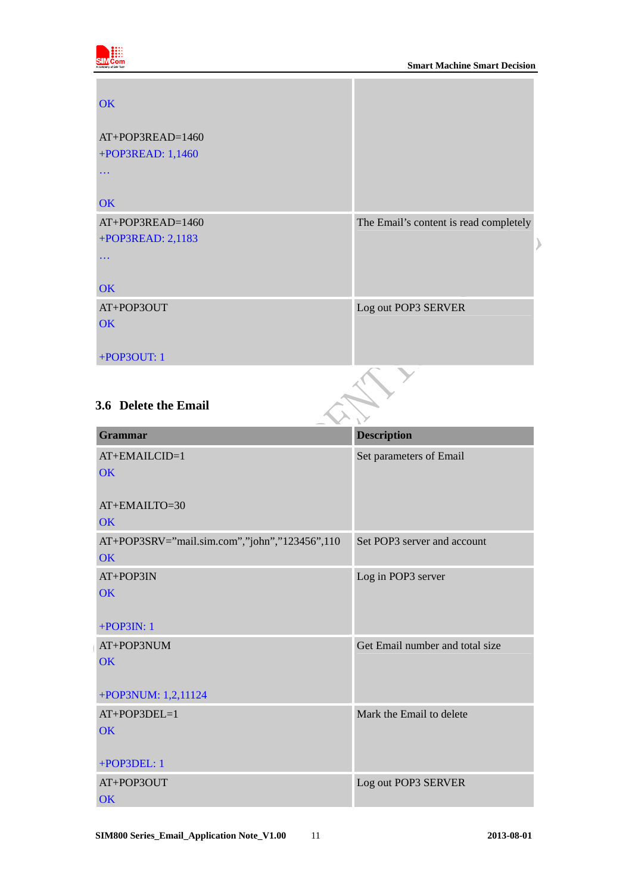| | |
|---|---|
| OK<br><br>AT+POP3READ=1460<br>+POP3READ: 1,1460<br>…<br><br>OK | |
| AT+POP3READ=1460<br>+POP3READ: 2,1183<br>…<br><br>OK | The Email's content is read completely |
| AT+POP3OUT<br>OK<br><br>+POP3OUT: 1 | Log out POP3 SERVER |

### 3.6 Delete the Email

| Grammar | Description |
|---|---|
| AT+EMAILCID=1<br>OK<br><br>AT+EMAILTO=30<br>OK | Set parameters of Email |
| AT+POP3SRV="mail.sim.com","john","123456",110<br>OK | Set POP3 server and account |
| AT+POP3IN<br>OK<br><br>+POP3IN: 1 | Log in POP3 server |
| AT+POP3NUM<br>OK<br><br>+POP3NUM: 1,2,11124 | Get Email number and total size |
| AT+POP3DEL=1<br>OK<br><br>+POP3DEL: 1 | Mark the Email to delete |
| AT+POP3OUT<br>OK | Log out POP3 SERVER |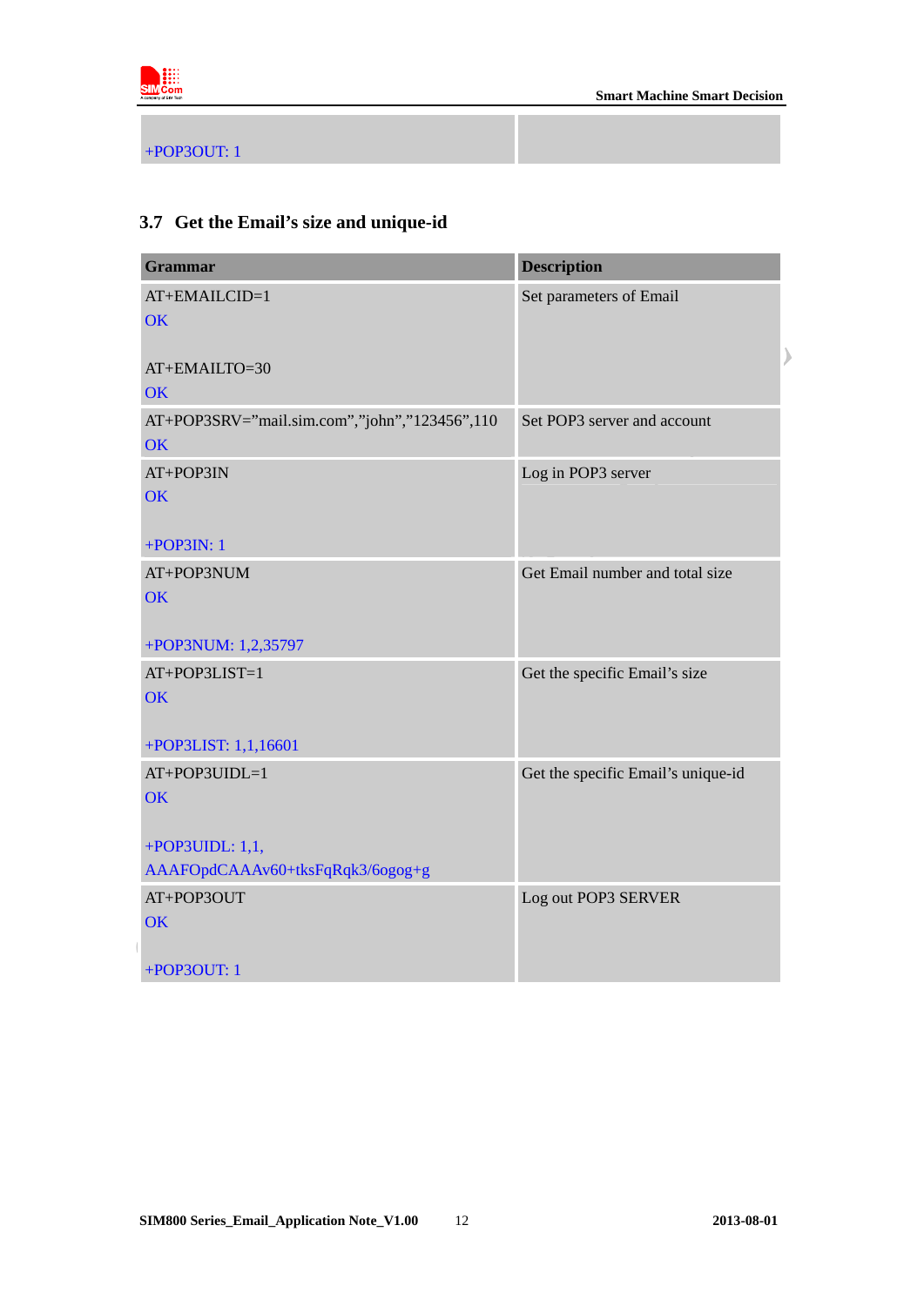| +POP3OUT: 1 | |
|---|---|

### 3.7 Get the Email's size and unique-id

| Grammar | Description |
|---|---|
| AT+EMAILCID=1<br>OK<br><br>AT+EMAILTO=30<br>OK | Set parameters of Email |
| AT+POP3SRV="mail.sim.com","john","123456",110<br>OK | Set POP3 server and account |
| AT+POP3IN<br>OK<br><br>+POP3IN: 1 | Log in POP3 server |
| AT+POP3NUM<br>OK<br><br>+POP3NUM: 1,2,35797 | Get Email number and total size |
| AT+POP3LIST=1<br>OK<br><br>+POP3LIST: 1,1,16601 | Get the specific Email's size |
| AT+POP3UIDL=1<br>OK<br><br>+POP3UIDL: 1,1,<br>AAAFOpdCAAAv60+tksFqRqk3/6ogog+g | Get the specific Email's unique-id |
| AT+POP3OUT<br>OK<br><br>+POP3OUT: 1 | Log out POP3 SERVER |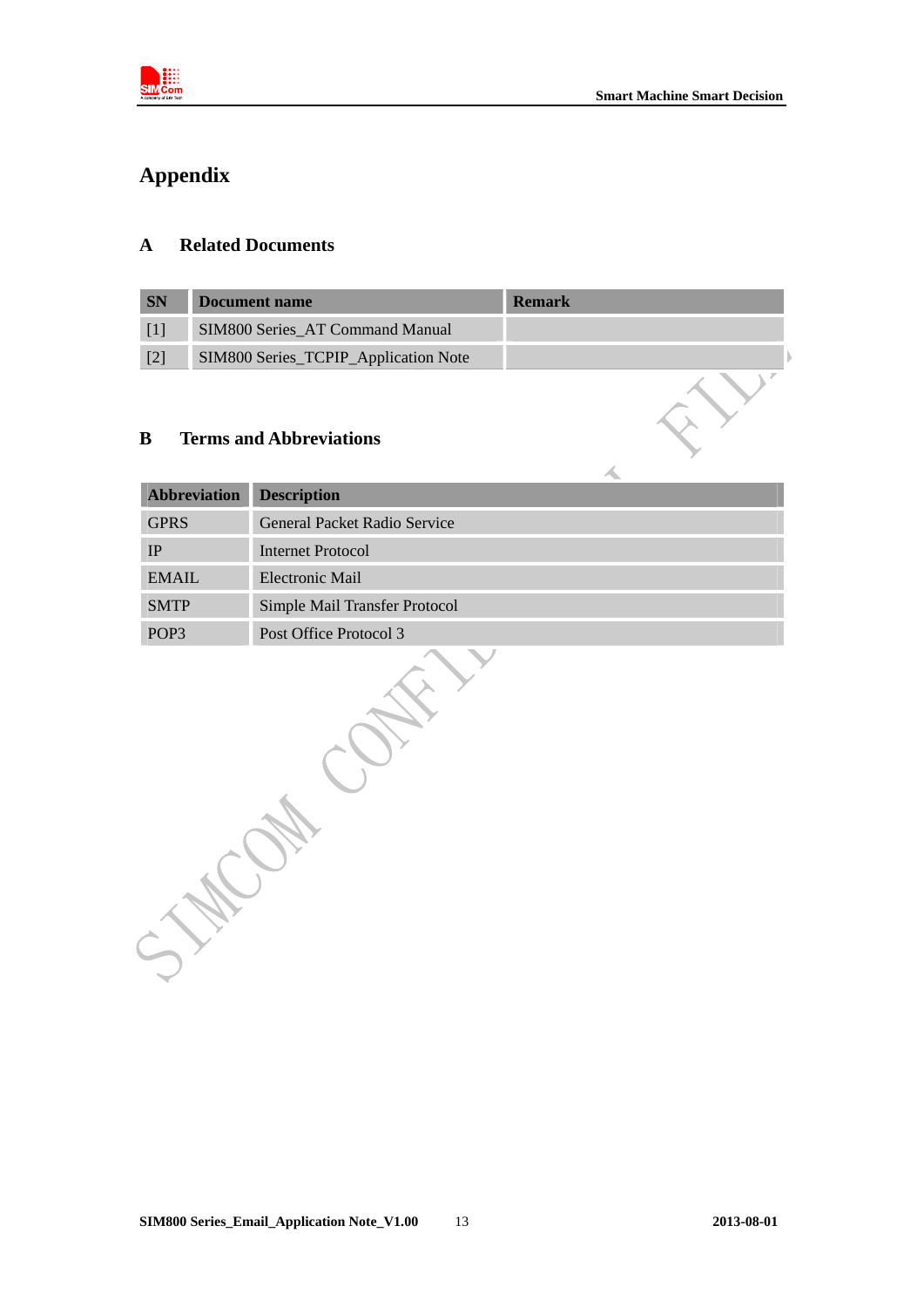# Appendix

## A Related Documents

| SN | Document name | Remark |
|---|---|---|
| [1] | SIM800 Series_AT Command Manual | |
| [2] | SIM800 Series_TCPIP_Application Note | |

## B Terms and Abbreviations

| Abbreviation | Description |
|---|---|
| GPRS | General Packet Radio Service |
| IP | Internet Protocol |
| EMAIL | Electronic Mail |
| SMTP | Simple Mail Transfer Protocol |
| POP3 | Post Office Protocol 3 |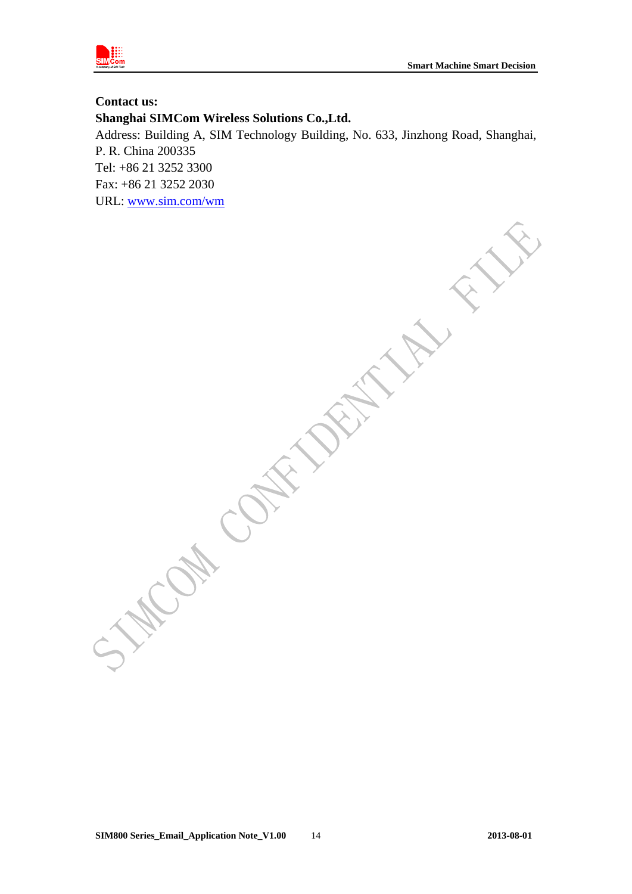**Contact us:**

**Shanghai SIMCom Wireless Solutions Co.,Ltd.**

Address: Building A, SIM Technology Building, No. 633, Jinzhong Road, Shanghai, P. R. China 200335

Tel: +86 21 3252 3300

Fax: +86 21 3252 2030

URL: www.sim.com/wm